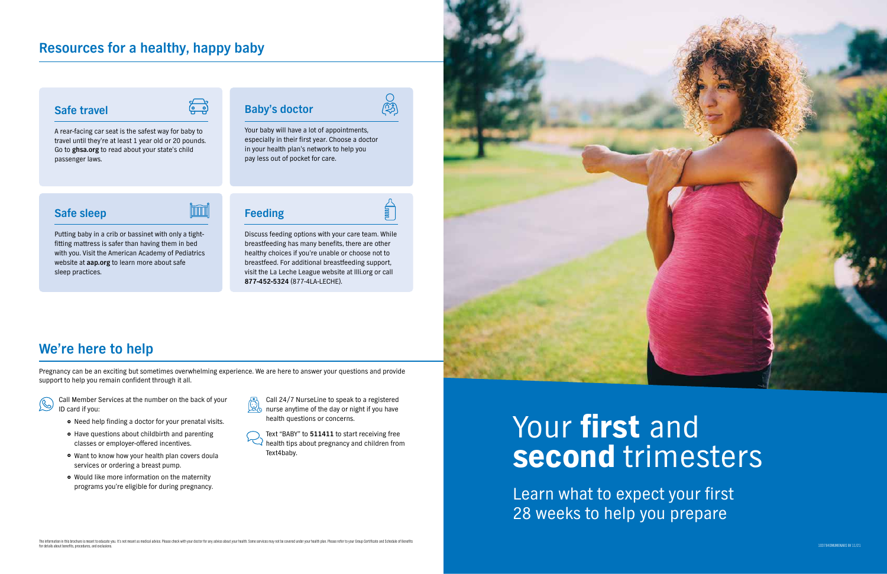## Resources for a healthy, happy baby

### Safe travel

A rear-facing car seat is the safest way for baby to travel until they're at least 1 year old or 20 pounds. Go to **ghsa.org** to read about your state's child passenger laws.

### Baby's doctor

Your baby will have a lot of appointments, especially in their first year. Choose a doctor in your health plan's network to help you pay less out of pocket for care.

### Safe sleep

Putting baby in a crib or bassinet with only a tight-fitting mattress is safer than having them in bed with you. Visit the American Academy of Pediatrics website at **aap.org** to learn more about safe sleep practices.

### Feeding

Discuss feeding options with your care team. While breastfeeding has many benefits, there are other healthy choices if you're unable or choose not to breastfeed. For additional breastfeeding support, visit the La Leche League website at llli.org or call **877-452-5324** (877-4LA-LECHE).

## We're here to help

Pregnancy can be an exciting but sometimes overwhelming experience. We are here to answer your questions and provide support to help you remain confident through it all.

Call Member Services at the number on the back of your ID card if you:

- Need help finding a doctor for your prenatal visits.
- Have questions about childbirth and parenting classes or employer-offered incentives.
- Want to know how your health plan covers doula services or ordering a breast pump.
- Would like more information on the maternity programs you're eligible for during pregnancy.

Call 24/7 NurseLine to speak to a registered nurse anytime of the day or night if you have health questions or concerns.

Text "BABY" to **511411** to start receiving free health tips about pregnancy and children from Text4baby.

The information in this brochure is meant to educate you. It's not meant as medical advice. Please check with your doctor for any advice about your health. Some services may not be covered under your health plan. Please refer to your Group Certificate and Schedule of Benefits for details about benefits, procedures, and exclusions.

# Your **first** and **second** trimesters

Learn what to expect your first 28 weeks to help you prepare

1037840MUMENABS 08 11/21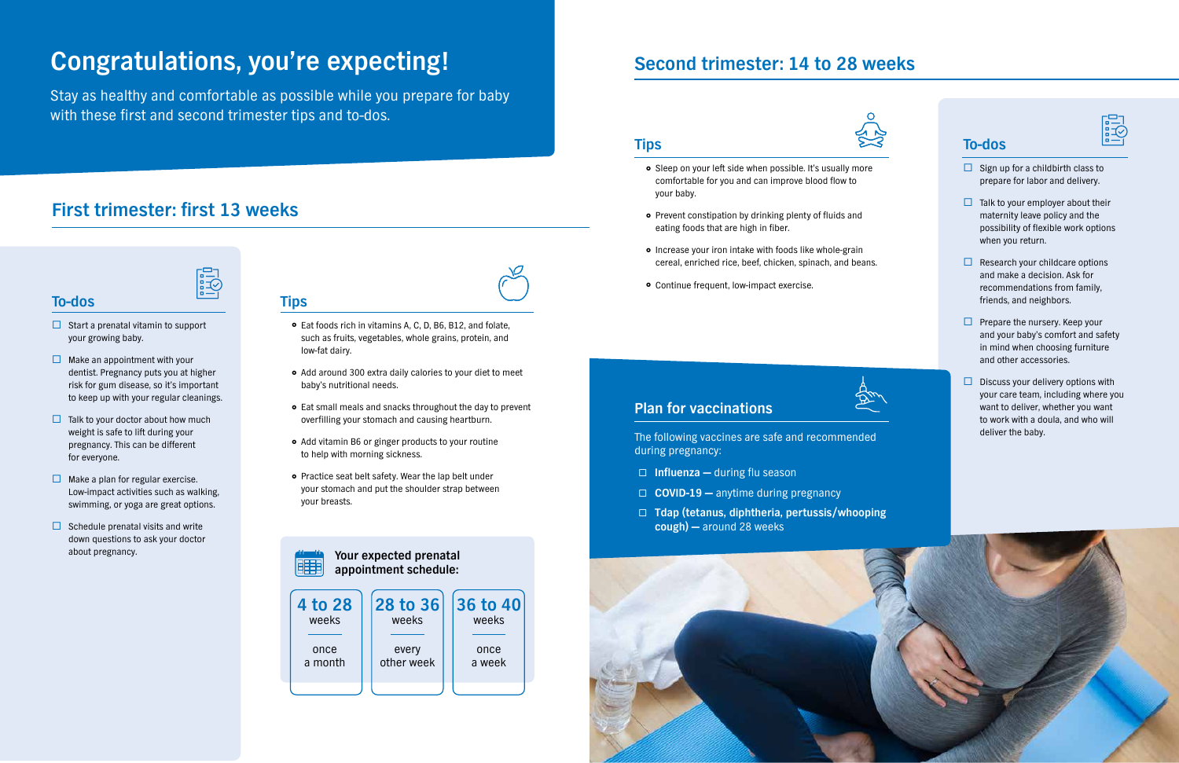# Congratulations, you're expecting!

Stay as healthy and comfortable as possible while you prepare for baby with these first and second trimester tips and to-dos.

## First trimester: first 13 weeks

### To-dos

- ☐ Start a prenatal vitamin to support your growing baby.
- ☐ Make an appointment with your dentist. Pregnancy puts you at higher risk for gum disease, so it's important to keep up with your regular cleanings.
- ☐ Talk to your doctor about how much weight is safe to lift during your pregnancy. This can be different for everyone.
- ☐ Make a plan for regular exercise. Low-impact activities such as walking, swimming, or yoga are great options.
- ☐ Schedule prenatal visits and write down questions to ask your doctor about pregnancy.

### Tips

- Eat foods rich in vitamins A, C, D, B6, B12, and folate, such as fruits, vegetables, whole grains, protein, and low-fat dairy.
- Add around 300 extra daily calories to your diet to meet baby's nutritional needs.
- Eat small meals and snacks throughout the day to prevent overfilling your stomach and causing heartburn.
- Add vitamin B6 or ginger products to your routine to help with morning sickness.
- Practice seat belt safety. Wear the lap belt under your stomach and put the shoulder strap between your breasts.

**Your expected prenatal appointment schedule:**

| 4 to 28 weeks | 28 to 36 weeks | 36 to 40 weeks |
| --- | --- | --- |
| once a month | every other week | once a week |

## Second trimester: 14 to 28 weeks

### Tips

- Sleep on your left side when possible. It's usually more comfortable for you and can improve blood flow to your baby.
- Prevent constipation by drinking plenty of fluids and eating foods that are high in fiber.
- Increase your iron intake with foods like whole-grain cereal, enriched rice, beef, chicken, spinach, and beans.
- Continue frequent, low-impact exercise.

### To-dos

- ☐ Sign up for a childbirth class to prepare for labor and delivery.
- ☐ Talk to your employer about their maternity leave policy and the possibility of flexible work options when you return.
- ☐ Research your childcare options and make a decision. Ask for recommendations from family, friends, and neighbors.
- ☐ Prepare the nursery. Keep your and your baby's comfort and safety in mind when choosing furniture and other accessories.
- ☐ Discuss your delivery options with your care team, including where you want to deliver, whether you want to work with a doula, and who will deliver the baby.

### Plan for vaccinations

The following vaccines are safe and recommended during pregnancy:

- ☐ **Influenza —** during flu season
- ☐ **COVID-19 —** anytime during pregnancy
- ☐ **Tdap (tetanus, diphtheria, pertussis/whooping cough) —** around 28 weeks